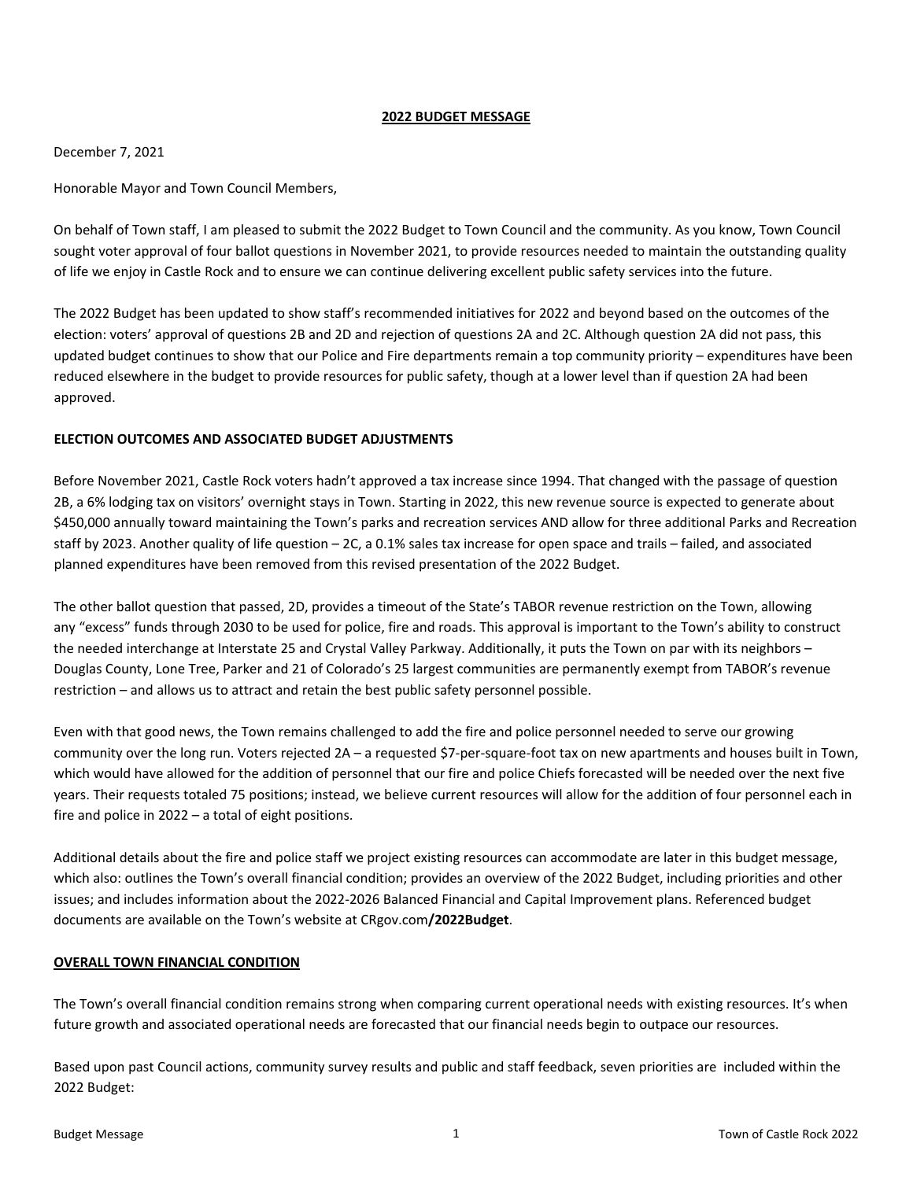## 2022 BUDGET MESSAGE

December 7, 2021

Honorable Mayor and Town Council Members,

On behalf of Town staff, I am pleased to submit the 2022 Budget to Town Council and the community. As you know, Town Council sought voter approval of four ballot questions in November 2021, to provide resources needed to maintain the outstanding quality of life we enjoy in Castle Rock and to ensure we can continue delivering excellent public safety services into the future.

The 2022 Budget has been updated to show staff's recommended initiatives for 2022 and beyond based on the outcomes of the election: voters' approval of questions 2B and 2D and rejection of questions 2A and 2C. Although question 2A did not pass, this updated budget continues to show that our Police and Fire departments remain a top community priority – expenditures have been reduced elsewhere in the budget to provide resources for public safety, though at a lower level than if question 2A had been approved.

### ELECTION OUTCOMES AND ASSOCIATED BUDGET ADJUSTMENTS

Before November 2021, Castle Rock voters hadn't approved a tax increase since 1994. That changed with the passage of question 2B, a 6% lodging tax on visitors' overnight stays in Town. Starting in 2022, this new revenue source is expected to generate about $450,000 annually toward maintaining the Town's parks and recreation services AND allow for three additional Parks and Recreation staff by 2023. Another quality of life question – 2C, a 0.1% sales tax increase for open space and trails – failed, and associated planned expenditures have been removed from this revised presentation of the 2022 Budget.

The other ballot question that passed, 2D, provides a timeout of the State's TABOR revenue restriction on the Town, allowing any "excess" funds through 2030 to be used for police, fire and roads. This approval is important to the Town's ability to construct the needed interchange at Interstate 25 and Crystal Valley Parkway. Additionally, it puts the Town on par with its neighbors – Douglas County, Lone Tree, Parker and 21 of Colorado's 25 largest communities are permanently exempt from TABOR's revenue restriction – and allows us to attract and retain the best public safety personnel possible.

Even with that good news, the Town remains challenged to add the fire and police personnel needed to serve our growing community over the long run. Voters rejected 2A – a requested $7-per-square-foot tax on new apartments and houses built in Town, which would have allowed for the addition of personnel that our fire and police Chiefs forecasted will be needed over the next five years. Their requests totaled 75 positions; instead, we believe current resources will allow for the addition of four personnel each in fire and police in 2022 – a total of eight positions.

Additional details about the fire and police staff we project existing resources can accommodate are later in this budget message, which also: outlines the Town's overall financial condition; provides an overview of the 2022 Budget, including priorities and other issues; and includes information about the 2022-2026 Balanced Financial and Capital Improvement plans. Referenced budget documents are available on the Town's website at CRgov.com**/2022Budget**.

### OVERALL TOWN FINANCIAL CONDITION

The Town's overall financial condition remains strong when comparing current operational needs with existing resources. It's when future growth and associated operational needs are forecasted that our financial needs begin to outpace our resources.

Based upon past Council actions, community survey results and public and staff feedback, seven priorities are included within the 2022 Budget: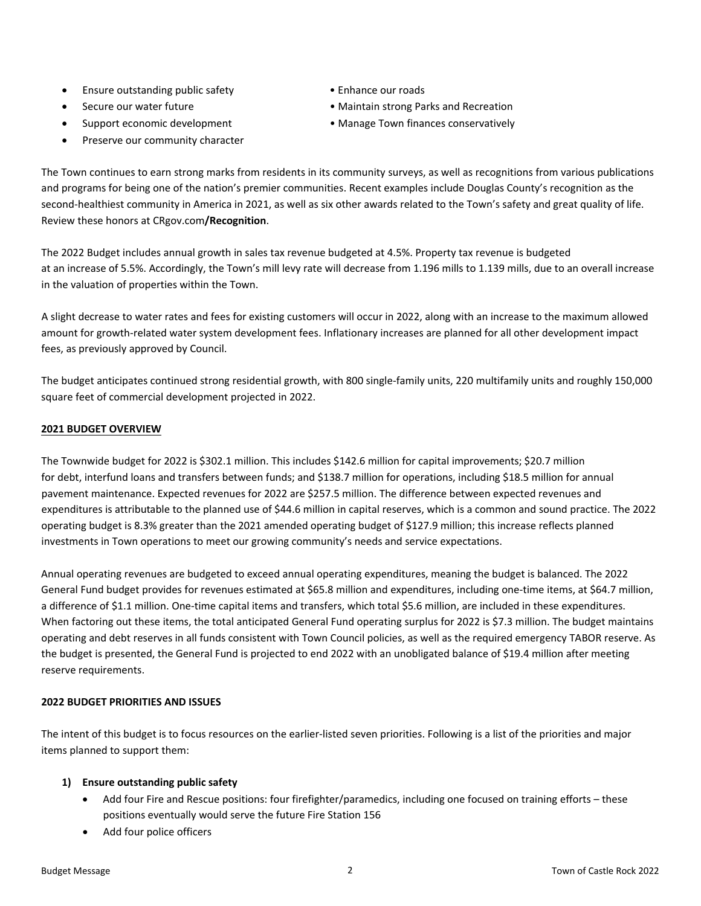- Ensure outstanding public safety
- Secure our water future
- Support economic development
- Preserve our community character
- Enhance our roads
- Maintain strong Parks and Recreation
- Manage Town finances conservatively

The Town continues to earn strong marks from residents in its community surveys, as well as recognitions from various publications and programs for being one of the nation's premier communities. Recent examples include Douglas County's recognition as the second-healthiest community in America in 2021, as well as six other awards related to the Town's safety and great quality of life. Review these honors at CRgov.com**/Recognition**.

The 2022 Budget includes annual growth in sales tax revenue budgeted at 4.5%. Property tax revenue is budgeted at an increase of 5.5%. Accordingly, the Town's mill levy rate will decrease from 1.196 mills to 1.139 mills, due to an overall increase in the valuation of properties within the Town.

A slight decrease to water rates and fees for existing customers will occur in 2022, along with an increase to the maximum allowed amount for growth-related water system development fees. Inflationary increases are planned for all other development impact fees, as previously approved by Council.

The budget anticipates continued strong residential growth, with 800 single-family units, 220 multifamily units and roughly 150,000 square feet of commercial development projected in 2022.

## 2021 BUDGET OVERVIEW

The Townwide budget for 2022 is $302.1 million. This includes $142.6 million for capital improvements; $20.7 million for debt, interfund loans and transfers between funds; and $138.7 million for operations, including $18.5 million for annual pavement maintenance. Expected revenues for 2022 are $257.5 million. The difference between expected revenues and expenditures is attributable to the planned use of $44.6 million in capital reserves, which is a common and sound practice. The 2022 operating budget is 8.3% greater than the 2021 amended operating budget of $127.9 million; this increase reflects planned investments in Town operations to meet our growing community's needs and service expectations.

Annual operating revenues are budgeted to exceed annual operating expenditures, meaning the budget is balanced. The 2022 General Fund budget provides for revenues estimated at $65.8 million and expenditures, including one-time items, at $64.7 million, a difference of $1.1 million. One-time capital items and transfers, which total $5.6 million, are included in these expenditures. When factoring out these items, the total anticipated General Fund operating surplus for 2022 is $7.3 million. The budget maintains operating and debt reserves in all funds consistent with Town Council policies, as well as the required emergency TABOR reserve. As the budget is presented, the General Fund is projected to end 2022 with an unobligated balance of $19.4 million after meeting reserve requirements.

## 2022 BUDGET PRIORITIES AND ISSUES

The intent of this budget is to focus resources on the earlier-listed seven priorities. Following is a list of the priorities and major items planned to support them:

1) **Ensure outstanding public safety**
   - Add four Fire and Rescue positions: four firefighter/paramedics, including one focused on training efforts – these positions eventually would serve the future Fire Station 156
   - Add four police officers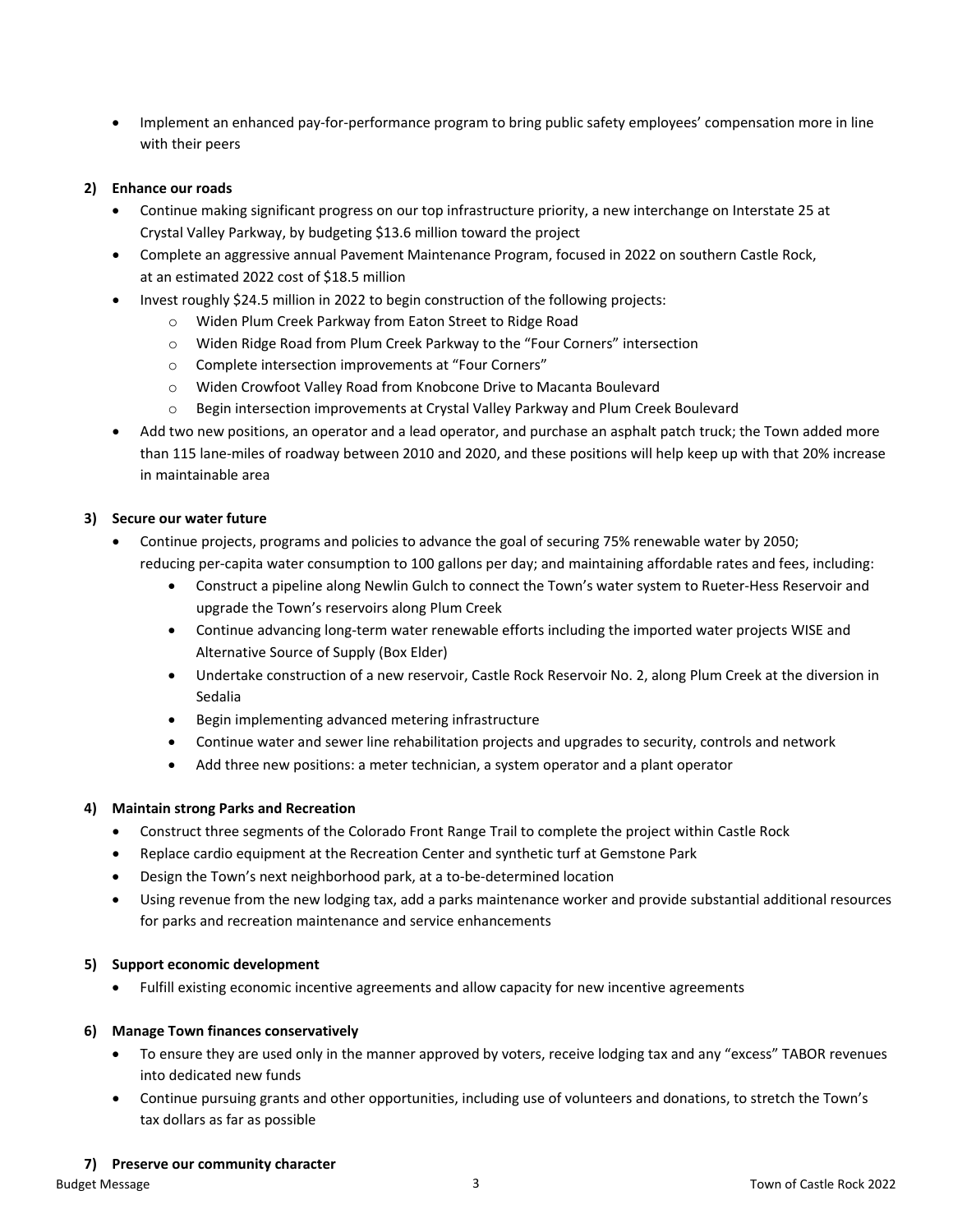- Implement an enhanced pay-for-performance program to bring public safety employees' compensation more in line with their peers

2) **Enhance our roads**
   - Continue making significant progress on our top infrastructure priority, a new interchange on Interstate 25 at Crystal Valley Parkway, by budgeting $13.6 million toward the project
   - Complete an aggressive annual Pavement Maintenance Program, focused in 2022 on southern Castle Rock, at an estimated 2022 cost of $18.5 million
   - Invest roughly $24.5 million in 2022 to begin construction of the following projects:
     - Widen Plum Creek Parkway from Eaton Street to Ridge Road
     - Widen Ridge Road from Plum Creek Parkway to the "Four Corners" intersection
     - Complete intersection improvements at "Four Corners"
     - Widen Crowfoot Valley Road from Knobcone Drive to Macanta Boulevard
     - Begin intersection improvements at Crystal Valley Parkway and Plum Creek Boulevard
   - Add two new positions, an operator and a lead operator, and purchase an asphalt patch truck; the Town added more than 115 lane-miles of roadway between 2010 and 2020, and these positions will help keep up with that 20% increase in maintainable area

3) **Secure our water future**
   - Continue projects, programs and policies to advance the goal of securing 75% renewable water by 2050; reducing per-capita water consumption to 100 gallons per day; and maintaining affordable rates and fees, including:
     - Construct a pipeline along Newlin Gulch to connect the Town's water system to Rueter-Hess Reservoir and upgrade the Town's reservoirs along Plum Creek
     - Continue advancing long-term water renewable efforts including the imported water projects WISE and Alternative Source of Supply (Box Elder)
     - Undertake construction of a new reservoir, Castle Rock Reservoir No. 2, along Plum Creek at the diversion in Sedalia
     - Begin implementing advanced metering infrastructure
     - Continue water and sewer line rehabilitation projects and upgrades to security, controls and network
     - Add three new positions: a meter technician, a system operator and a plant operator

4) **Maintain strong Parks and Recreation**
   - Construct three segments of the Colorado Front Range Trail to complete the project within Castle Rock
   - Replace cardio equipment at the Recreation Center and synthetic turf at Gemstone Park
   - Design the Town's next neighborhood park, at a to-be-determined location
   - Using revenue from the new lodging tax, add a parks maintenance worker and provide substantial additional resources for parks and recreation maintenance and service enhancements

5) **Support economic development**
   - Fulfill existing economic incentive agreements and allow capacity for new incentive agreements

6) **Manage Town finances conservatively**
   - To ensure they are used only in the manner approved by voters, receive lodging tax and any "excess" TABOR revenues into dedicated new funds
   - Continue pursuing grants and other opportunities, including use of volunteers and donations, to stretch the Town's tax dollars as far as possible

7) **Preserve our community character**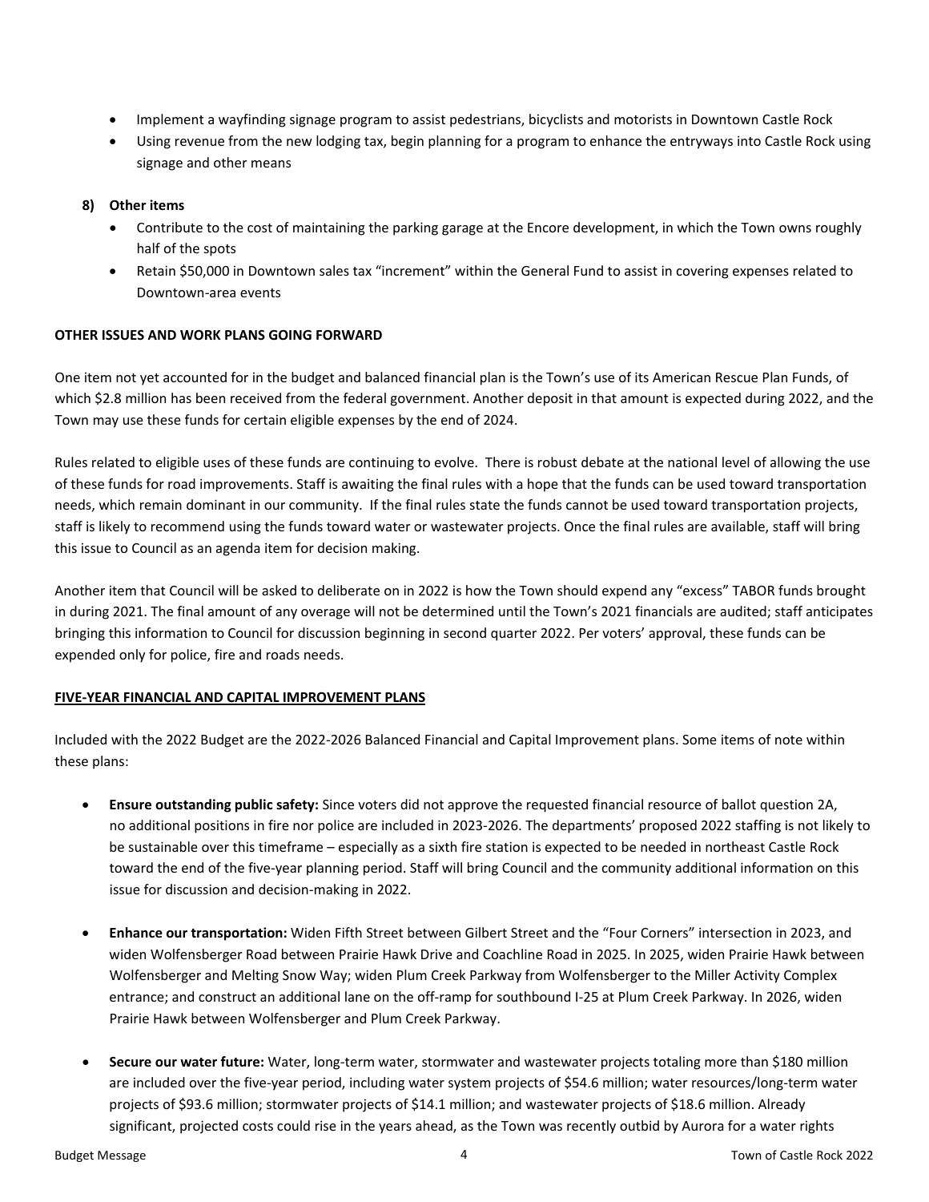- Implement a wayfinding signage program to assist pedestrians, bicyclists and motorists in Downtown Castle Rock
- Using revenue from the new lodging tax, begin planning for a program to enhance the entryways into Castle Rock using signage and other means

8) **Other items**
   - Contribute to the cost of maintaining the parking garage at the Encore development, in which the Town owns roughly half of the spots
   - Retain $50,000 in Downtown sales tax "increment" within the General Fund to assist in covering expenses related to Downtown-area events

**OTHER ISSUES AND WORK PLANS GOING FORWARD**

One item not yet accounted for in the budget and balanced financial plan is the Town's use of its American Rescue Plan Funds, of which $2.8 million has been received from the federal government. Another deposit in that amount is expected during 2022, and the Town may use these funds for certain eligible expenses by the end of 2024.

Rules related to eligible uses of these funds are continuing to evolve. There is robust debate at the national level of allowing the use of these funds for road improvements. Staff is awaiting the final rules with a hope that the funds can be used toward transportation needs, which remain dominant in our community. If the final rules state the funds cannot be used toward transportation projects, staff is likely to recommend using the funds toward water or wastewater projects. Once the final rules are available, staff will bring this issue to Council as an agenda item for decision making.

Another item that Council will be asked to deliberate on in 2022 is how the Town should expend any "excess" TABOR funds brought in during 2021. The final amount of any overage will not be determined until the Town's 2021 financials are audited; staff anticipates bringing this information to Council for discussion beginning in second quarter 2022. Per voters' approval, these funds can be expended only for police, fire and roads needs.

**FIVE-YEAR FINANCIAL AND CAPITAL IMPROVEMENT PLANS**

Included with the 2022 Budget are the 2022-2026 Balanced Financial and Capital Improvement plans. Some items of note within these plans:

- **Ensure outstanding public safety:** Since voters did not approve the requested financial resource of ballot question 2A, no additional positions in fire nor police are included in 2023-2026. The departments' proposed 2022 staffing is not likely to be sustainable over this timeframe – especially as a sixth fire station is expected to be needed in northeast Castle Rock toward the end of the five-year planning period. Staff will bring Council and the community additional information on this issue for discussion and decision-making in 2022.

- **Enhance our transportation:** Widen Fifth Street between Gilbert Street and the "Four Corners" intersection in 2023, and widen Wolfensberger Road between Prairie Hawk Drive and Coachline Road in 2025. In 2025, widen Prairie Hawk between Wolfensberger and Melting Snow Way; widen Plum Creek Parkway from Wolfensberger to the Miller Activity Complex entrance; and construct an additional lane on the off-ramp for southbound I-25 at Plum Creek Parkway. In 2026, widen Prairie Hawk between Wolfensberger and Plum Creek Parkway.

- **Secure our water future:** Water, long-term water, stormwater and wastewater projects totaling more than $180 million are included over the five-year period, including water system projects of $54.6 million; water resources/long-term water projects of $93.6 million; stormwater projects of $14.1 million; and wastewater projects of $18.6 million. Already significant, projected costs could rise in the years ahead, as the Town was recently outbid by Aurora for a water rights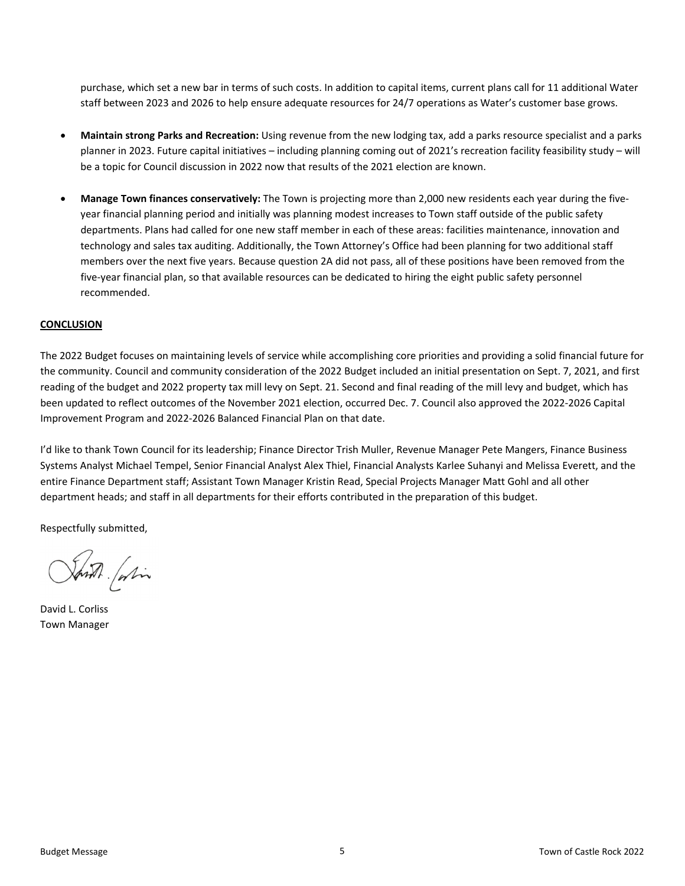purchase, which set a new bar in terms of such costs. In addition to capital items, current plans call for 11 additional Water staff between 2023 and 2026 to help ensure adequate resources for 24/7 operations as Water's customer base grows.

- **Maintain strong Parks and Recreation:** Using revenue from the new lodging tax, add a parks resource specialist and a parks planner in 2023. Future capital initiatives – including planning coming out of 2021's recreation facility feasibility study – will be a topic for Council discussion in 2022 now that results of the 2021 election are known.

- **Manage Town finances conservatively:** The Town is projecting more than 2,000 new residents each year during the five-year financial planning period and initially was planning modest increases to Town staff outside of the public safety departments. Plans had called for one new staff member in each of these areas: facilities maintenance, innovation and technology and sales tax auditing. Additionally, the Town Attorney's Office had been planning for two additional staff members over the next five years. Because question 2A did not pass, all of these positions have been removed from the five-year financial plan, so that available resources can be dedicated to hiring the eight public safety personnel recommended.

**CONCLUSION**

The 2022 Budget focuses on maintaining levels of service while accomplishing core priorities and providing a solid financial future for the community. Council and community consideration of the 2022 Budget included an initial presentation on Sept. 7, 2021, and first reading of the budget and 2022 property tax mill levy on Sept. 21. Second and final reading of the mill levy and budget, which has been updated to reflect outcomes of the November 2021 election, occurred Dec. 7. Council also approved the 2022-2026 Capital Improvement Program and 2022-2026 Balanced Financial Plan on that date.

I'd like to thank Town Council for its leadership; Finance Director Trish Muller, Revenue Manager Pete Mangers, Finance Business Systems Analyst Michael Tempel, Senior Financial Analyst Alex Thiel, Financial Analysts Karlee Suhanyi and Melissa Everett, and the entire Finance Department staff; Assistant Town Manager Kristin Read, Special Projects Manager Matt Gohl and all other department heads; and staff in all departments for their efforts contributed in the preparation of this budget.

Respectfully submitted,

David L. Corliss
Town Manager